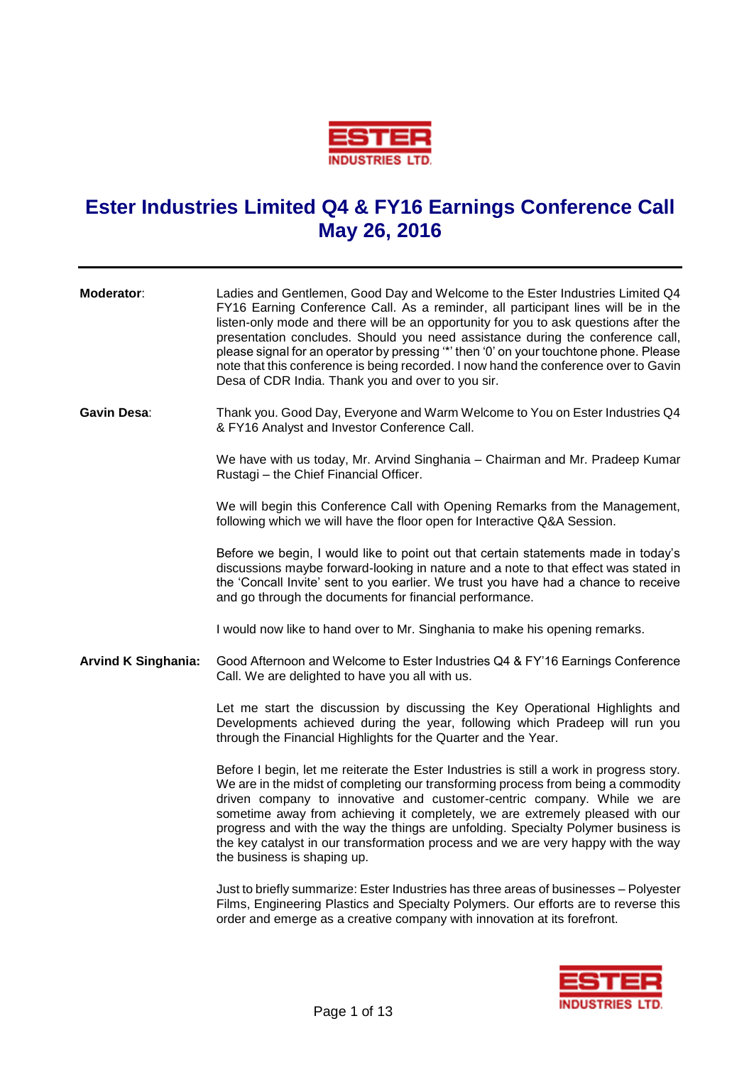# Ester Industries Limited Q4 & FY16 Earnings Conference Call May 26, 2016

---

**Moderator**: Ladies and Gentlemen, Good Day and Welcome to the Ester Industries Limited Q4 FY16 Earning Conference Call. As a reminder, all participant lines will be in the listen-only mode and there will be an opportunity for you to ask questions after the presentation concludes. Should you need assistance during the conference call, please signal for an operator by pressing '*' then '0' on your touchtone phone. Please note that this conference is being recorded. I now hand the conference over to Gavin Desa of CDR India. Thank you and over to you sir.

**Gavin Desa**: Thank you. Good Day, Everyone and Warm Welcome to You on Ester Industries Q4 & FY16 Analyst and Investor Conference Call.

We have with us today, Mr. Arvind Singhania – Chairman and Mr. Pradeep Kumar Rustagi – the Chief Financial Officer.

We will begin this Conference Call with Opening Remarks from the Management, following which we will have the floor open for Interactive Q&A Session.

Before we begin, I would like to point out that certain statements made in today's discussions maybe forward-looking in nature and a note to that effect was stated in the 'Concall Invite' sent to you earlier. We trust you have had a chance to receive and go through the documents for financial performance.

I would now like to hand over to Mr. Singhania to make his opening remarks.

**Arvind K Singhania:** Good Afternoon and Welcome to Ester Industries Q4 & FY'16 Earnings Conference Call. We are delighted to have you all with us.

Let me start the discussion by discussing the Key Operational Highlights and Developments achieved during the year, following which Pradeep will run you through the Financial Highlights for the Quarter and the Year.

Before I begin, let me reiterate the Ester Industries is still a work in progress story. We are in the midst of completing our transforming process from being a commodity driven company to innovative and customer-centric company. While we are sometime away from achieving it completely, we are extremely pleased with our progress and with the way the things are unfolding. Specialty Polymer business is the key catalyst in our transformation process and we are very happy with the way the business is shaping up.

Just to briefly summarize: Ester Industries has three areas of businesses – Polyester Films, Engineering Plastics and Specialty Polymers. Our efforts are to reverse this order and emerge as a creative company with innovation at its forefront.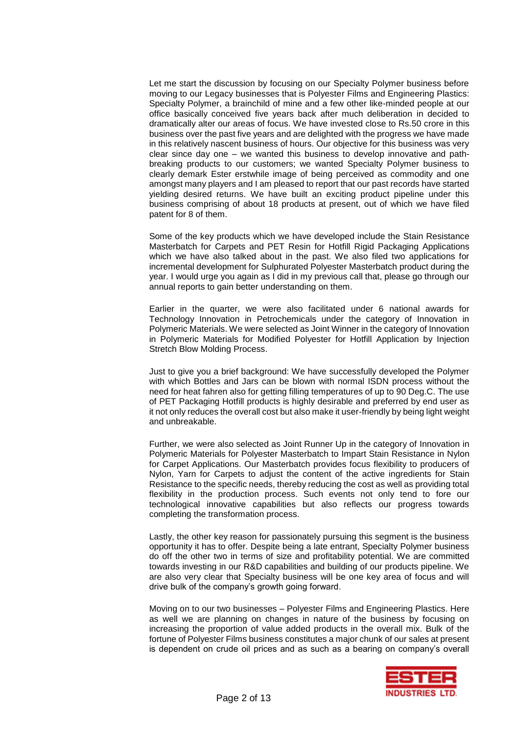Let me start the discussion by focusing on our Specialty Polymer business before moving to our Legacy businesses that is Polyester Films and Engineering Plastics: Specialty Polymer, a brainchild of mine and a few other like-minded people at our office basically conceived five years back after much deliberation in decided to dramatically alter our areas of focus. We have invested close to Rs.50 crore in this business over the past five years and are delighted with the progress we have made in this relatively nascent business of hours. Our objective for this business was very clear since day one – we wanted this business to develop innovative and path-breaking products to our customers; we wanted Specialty Polymer business to clearly demark Ester erstwhile image of being perceived as commodity and one amongst many players and I am pleased to report that our past records have started yielding desired returns. We have built an exciting product pipeline under this business comprising of about 18 products at present, out of which we have filed patent for 8 of them.

Some of the key products which we have developed include the Stain Resistance Masterbatch for Carpets and PET Resin for Hotfill Rigid Packaging Applications which we have also talked about in the past. We also filed two applications for incremental development for Sulphurated Polyester Masterbatch product during the year. I would urge you again as I did in my previous call that, please go through our annual reports to gain better understanding on them.

Earlier in the quarter, we were also facilitated under 6 national awards for Technology Innovation in Petrochemicals under the category of Innovation in Polymeric Materials. We were selected as Joint Winner in the category of Innovation in Polymeric Materials for Modified Polyester for Hotfill Application by Injection Stretch Blow Molding Process.

Just to give you a brief background: We have successfully developed the Polymer with which Bottles and Jars can be blown with normal ISDN process without the need for heat fahren also for getting filling temperatures of up to 90 Deg.C. The use of PET Packaging Hotfill products is highly desirable and preferred by end user as it not only reduces the overall cost but also make it user-friendly by being light weight and unbreakable.

Further, we were also selected as Joint Runner Up in the category of Innovation in Polymeric Materials for Polyester Masterbatch to Impart Stain Resistance in Nylon for Carpet Applications. Our Masterbatch provides focus flexibility to producers of Nylon, Yarn for Carpets to adjust the content of the active ingredients for Stain Resistance to the specific needs, thereby reducing the cost as well as providing total flexibility in the production process. Such events not only tend to fore our technological innovative capabilities but also reflects our progress towards completing the transformation process.

Lastly, the other key reason for passionately pursuing this segment is the business opportunity it has to offer. Despite being a late entrant, Specialty Polymer business do off the other two in terms of size and profitability potential. We are committed towards investing in our R&D capabilities and building of our products pipeline. We are also very clear that Specialty business will be one key area of focus and will drive bulk of the company's growth going forward.

Moving on to our two businesses – Polyester Films and Engineering Plastics. Here as well we are planning on changes in nature of the business by focusing on increasing the proportion of value added products in the overall mix. Bulk of the fortune of Polyester Films business constitutes a major chunk of our sales at present is dependent on crude oil prices and as such as a bearing on company's overall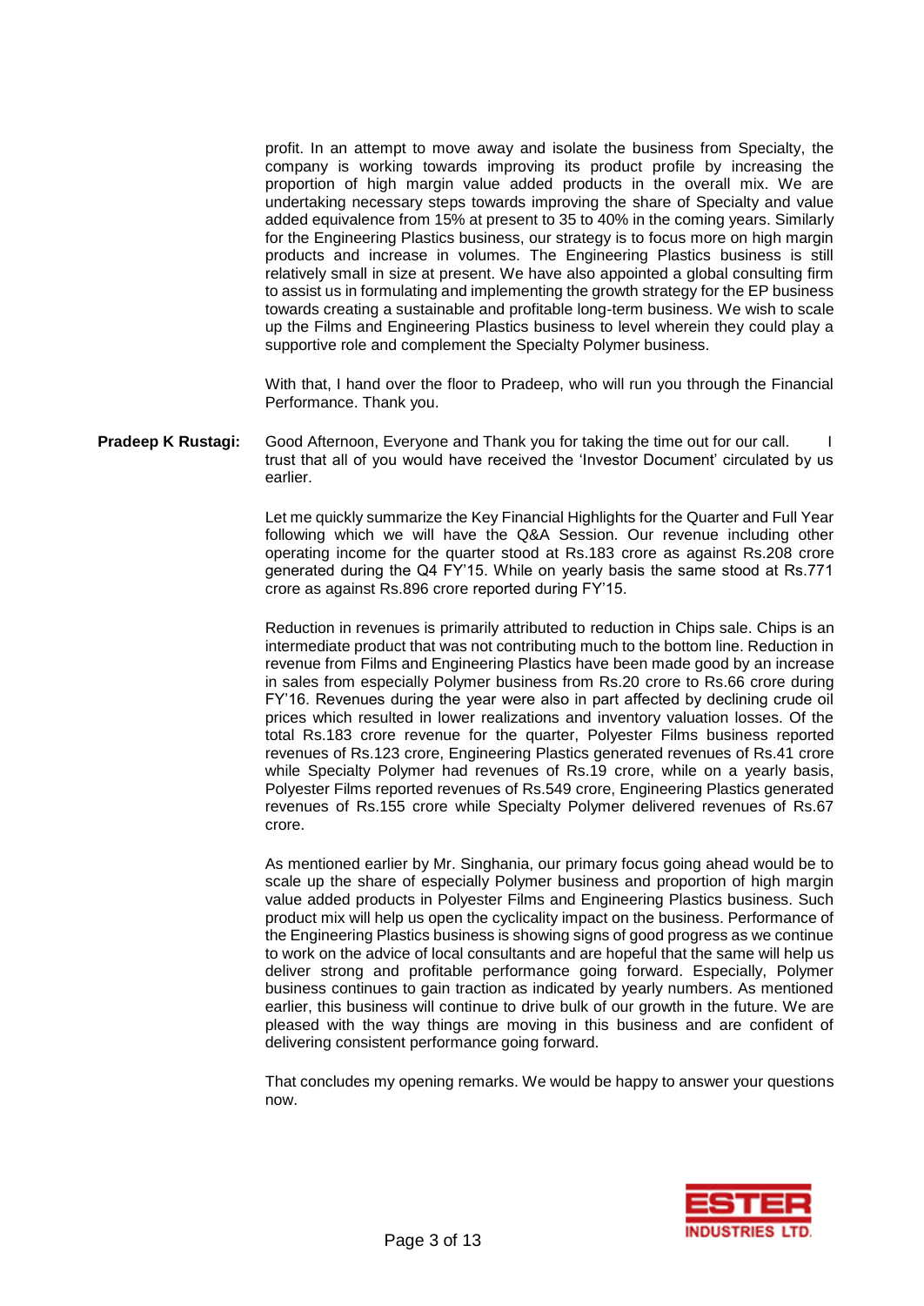profit. In an attempt to move away and isolate the business from Specialty, the company is working towards improving its product profile by increasing the proportion of high margin value added products in the overall mix. We are undertaking necessary steps towards improving the share of Specialty and value added equivalence from 15% at present to 35 to 40% in the coming years. Similarly for the Engineering Plastics business, our strategy is to focus more on high margin products and increase in volumes. The Engineering Plastics business is still relatively small in size at present. We have also appointed a global consulting firm to assist us in formulating and implementing the growth strategy for the EP business towards creating a sustainable and profitable long-term business. We wish to scale up the Films and Engineering Plastics business to level wherein they could play a supportive role and complement the Specialty Polymer business.

With that, I hand over the floor to Pradeep, who will run you through the Financial Performance. Thank you.

**Pradeep K Rustagi:** Good Afternoon, Everyone and Thank you for taking the time out for our call. I trust that all of you would have received the 'Investor Document' circulated by us earlier.

Let me quickly summarize the Key Financial Highlights for the Quarter and Full Year following which we will have the Q&A Session. Our revenue including other operating income for the quarter stood at Rs.183 crore as against Rs.208 crore generated during the Q4 FY'15. While on yearly basis the same stood at Rs.771 crore as against Rs.896 crore reported during FY'15.

Reduction in revenues is primarily attributed to reduction in Chips sale. Chips is an intermediate product that was not contributing much to the bottom line. Reduction in revenue from Films and Engineering Plastics have been made good by an increase in sales from especially Polymer business from Rs.20 crore to Rs.66 crore during FY'16. Revenues during the year were also in part affected by declining crude oil prices which resulted in lower realizations and inventory valuation losses. Of the total Rs.183 crore revenue for the quarter, Polyester Films business reported revenues of Rs.123 crore, Engineering Plastics generated revenues of Rs.41 crore while Specialty Polymer had revenues of Rs.19 crore, while on a yearly basis, Polyester Films reported revenues of Rs.549 crore, Engineering Plastics generated revenues of Rs.155 crore while Specialty Polymer delivered revenues of Rs.67 crore.

As mentioned earlier by Mr. Singhania, our primary focus going ahead would be to scale up the share of especially Polymer business and proportion of high margin value added products in Polyester Films and Engineering Plastics business. Such product mix will help us open the cyclicality impact on the business. Performance of the Engineering Plastics business is showing signs of good progress as we continue to work on the advice of local consultants and are hopeful that the same will help us deliver strong and profitable performance going forward. Especially, Polymer business continues to gain traction as indicated by yearly numbers. As mentioned earlier, this business will continue to drive bulk of our growth in the future. We are pleased with the way things are moving in this business and are confident of delivering consistent performance going forward.

That concludes my opening remarks. We would be happy to answer your questions now.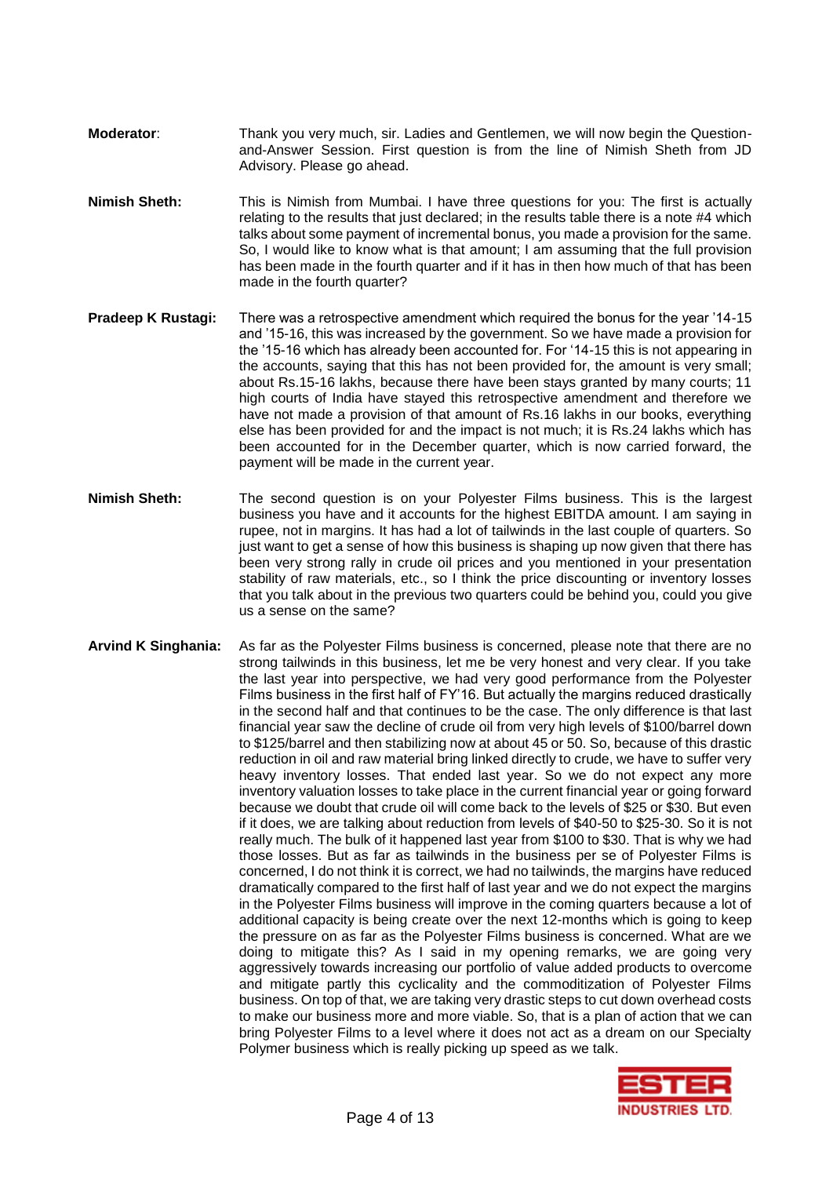**Moderator**: Thank you very much, sir. Ladies and Gentlemen, we will now begin the Question-and-Answer Session. First question is from the line of Nimish Sheth from JD Advisory. Please go ahead.

**Nimish Sheth:** This is Nimish from Mumbai. I have three questions for you: The first is actually relating to the results that just declared; in the results table there is a note #4 which talks about some payment of incremental bonus, you made a provision for the same. So, I would like to know what is that amount; I am assuming that the full provision has been made in the fourth quarter and if it has in then how much of that has been made in the fourth quarter?

**Pradeep K Rustagi:** There was a retrospective amendment which required the bonus for the year '14-15 and '15-16, this was increased by the government. So we have made a provision for the '15-16 which has already been accounted for. For '14-15 this is not appearing in the accounts, saying that this has not been provided for, the amount is very small; about Rs.15-16 lakhs, because there have been stays granted by many courts; 11 high courts of India have stayed this retrospective amendment and therefore we have not made a provision of that amount of Rs.16 lakhs in our books, everything else has been provided for and the impact is not much; it is Rs.24 lakhs which has been accounted for in the December quarter, which is now carried forward, the payment will be made in the current year.

**Nimish Sheth:** The second question is on your Polyester Films business. This is the largest business you have and it accounts for the highest EBITDA amount. I am saying in rupee, not in margins. It has had a lot of tailwinds in the last couple of quarters. So just want to get a sense of how this business is shaping up now given that there has been very strong rally in crude oil prices and you mentioned in your presentation stability of raw materials, etc., so I think the price discounting or inventory losses that you talk about in the previous two quarters could be behind you, could you give us a sense on the same?

**Arvind K Singhania:** As far as the Polyester Films business is concerned, please note that there are no strong tailwinds in this business, let me be very honest and very clear. If you take the last year into perspective, we had very good performance from the Polyester Films business in the first half of FY'16. But actually the margins reduced drastically in the second half and that continues to be the case. The only difference is that last financial year saw the decline of crude oil from very high levels of $100/barrel down to $125/barrel and then stabilizing now at about 45 or 50. So, because of this drastic reduction in oil and raw material bring linked directly to crude, we have to suffer very heavy inventory losses. That ended last year. So we do not expect any more inventory valuation losses to take place in the current financial year or going forward because we doubt that crude oil will come back to the levels of $25 or $30. But even if it does, we are talking about reduction from levels of $40-50 to $25-30. So it is not really much. The bulk of it happened last year from $100 to $30. That is why we had those losses. But as far as tailwinds in the business per se of Polyester Films is concerned, I do not think it is correct, we had no tailwinds, the margins have reduced dramatically compared to the first half of last year and we do not expect the margins in the Polyester Films business will improve in the coming quarters because a lot of additional capacity is being create over the next 12-months which is going to keep the pressure on as far as the Polyester Films business is concerned. What are we doing to mitigate this? As I said in my opening remarks, we are going very aggressively towards increasing our portfolio of value added products to overcome and mitigate partly this cyclicality and the commoditization of Polyester Films business. On top of that, we are taking very drastic steps to cut down overhead costs to make our business more and more viable. So, that is a plan of action that we can bring Polyester Films to a level where it does not act as a dream on our Specialty Polymer business which is really picking up speed as we talk.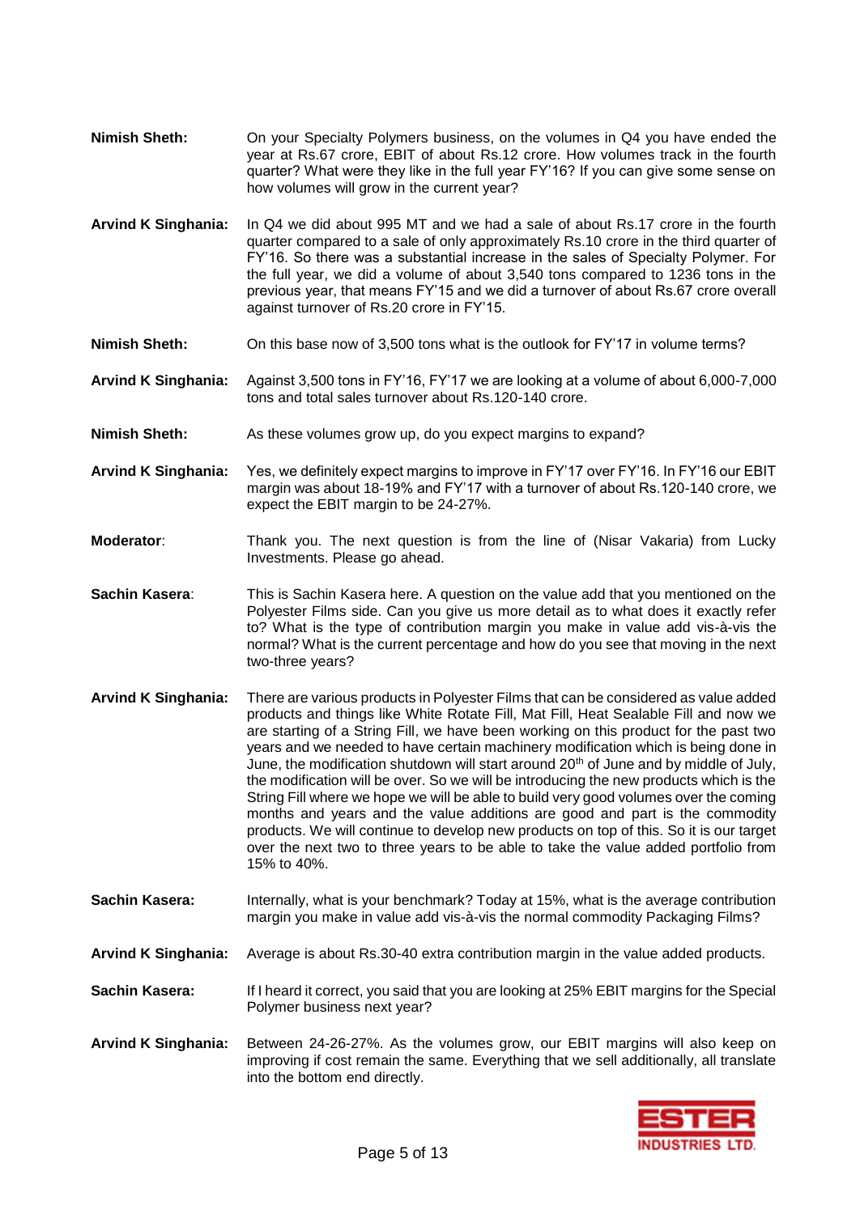**Nimish Sheth:** On your Specialty Polymers business, on the volumes in Q4 you have ended the year at Rs.67 crore, EBIT of about Rs.12 crore. How volumes track in the fourth quarter? What were they like in the full year FY'16? If you can give some sense on how volumes will grow in the current year?

**Arvind K Singhania:** In Q4 we did about 995 MT and we had a sale of about Rs.17 crore in the fourth quarter compared to a sale of only approximately Rs.10 crore in the third quarter of FY'16. So there was a substantial increase in the sales of Specialty Polymer. For the full year, we did a volume of about 3,540 tons compared to 1236 tons in the previous year, that means FY'15 and we did a turnover of about Rs.67 crore overall against turnover of Rs.20 crore in FY'15.

**Nimish Sheth:** On this base now of 3,500 tons what is the outlook for FY'17 in volume terms?

**Arvind K Singhania:** Against 3,500 tons in FY'16, FY'17 we are looking at a volume of about 6,000-7,000 tons and total sales turnover about Rs.120-140 crore.

**Nimish Sheth:** As these volumes grow up, do you expect margins to expand?

**Arvind K Singhania:** Yes, we definitely expect margins to improve in FY'17 over FY'16. In FY'16 our EBIT margin was about 18-19% and FY'17 with a turnover of about Rs.120-140 crore, we expect the EBIT margin to be 24-27%.

**Moderator**: Thank you. The next question is from the line of (Nisar Vakaria) from Lucky Investments. Please go ahead.

**Sachin Kasera**: This is Sachin Kasera here. A question on the value add that you mentioned on the Polyester Films side. Can you give us more detail as to what does it exactly refer to? What is the type of contribution margin you make in value add vis-à-vis the normal? What is the current percentage and how do you see that moving in the next two-three years?

**Arvind K Singhania:** There are various products in Polyester Films that can be considered as value added products and things like White Rotate Fill, Mat Fill, Heat Sealable Fill and now we are starting of a String Fill, we have been working on this product for the past two years and we needed to have certain machinery modification which is being done in June, the modification shutdown will start around 20th of June and by middle of July, the modification will be over. So we will be introducing the new products which is the String Fill where we hope we will be able to build very good volumes over the coming months and years and the value additions are good and part is the commodity products. We will continue to develop new products on top of this. So it is our target over the next two to three years to be able to take the value added portfolio from 15% to 40%.

**Sachin Kasera:** Internally, what is your benchmark? Today at 15%, what is the average contribution margin you make in value add vis-à-vis the normal commodity Packaging Films?

**Arvind K Singhania:** Average is about Rs.30-40 extra contribution margin in the value added products.

**Sachin Kasera:** If I heard it correct, you said that you are looking at 25% EBIT margins for the Special Polymer business next year?

**Arvind K Singhania:** Between 24-26-27%. As the volumes grow, our EBIT margins will also keep on improving if cost remain the same. Everything that we sell additionally, all translate into the bottom end directly.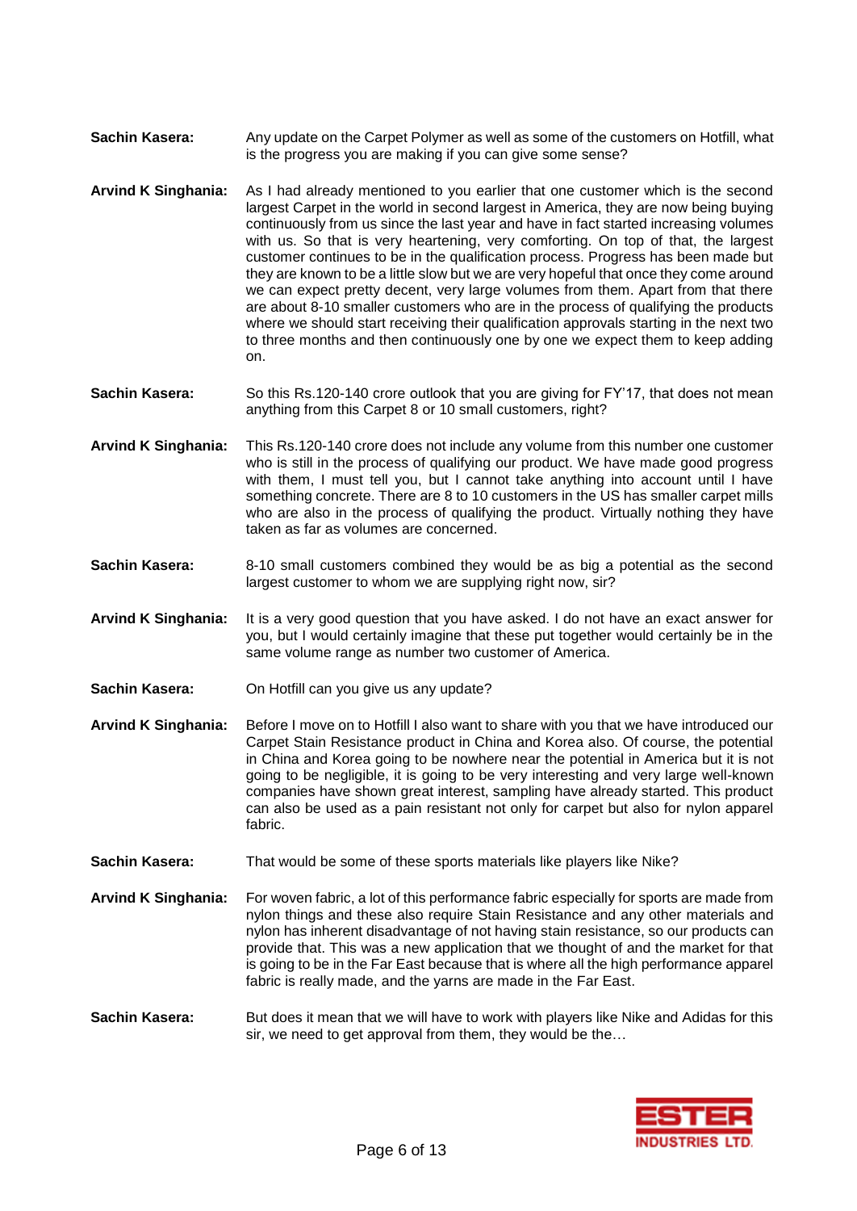**Sachin Kasera:** Any update on the Carpet Polymer as well as some of the customers on Hotfill, what is the progress you are making if you can give some sense?

**Arvind K Singhania:** As I had already mentioned to you earlier that one customer which is the second largest Carpet in the world in second largest in America, they are now being buying continuously from us since the last year and have in fact started increasing volumes with us. So that is very heartening, very comforting. On top of that, the largest customer continues to be in the qualification process. Progress has been made but they are known to be a little slow but we are very hopeful that once they come around we can expect pretty decent, very large volumes from them. Apart from that there are about 8-10 smaller customers who are in the process of qualifying the products where we should start receiving their qualification approvals starting in the next two to three months and then continuously one by one we expect them to keep adding on.

**Sachin Kasera:** So this Rs.120-140 crore outlook that you are giving for FY'17, that does not mean anything from this Carpet 8 or 10 small customers, right?

**Arvind K Singhania:** This Rs.120-140 crore does not include any volume from this number one customer who is still in the process of qualifying our product. We have made good progress with them, I must tell you, but I cannot take anything into account until I have something concrete. There are 8 to 10 customers in the US has smaller carpet mills who are also in the process of qualifying the product. Virtually nothing they have taken as far as volumes are concerned.

**Sachin Kasera:** 8-10 small customers combined they would be as big a potential as the second largest customer to whom we are supplying right now, sir?

**Arvind K Singhania:** It is a very good question that you have asked. I do not have an exact answer for you, but I would certainly imagine that these put together would certainly be in the same volume range as number two customer of America.

**Sachin Kasera:** On Hotfill can you give us any update?

**Arvind K Singhania:** Before I move on to Hotfill I also want to share with you that we have introduced our Carpet Stain Resistance product in China and Korea also. Of course, the potential in China and Korea going to be nowhere near the potential in America but it is not going to be negligible, it is going to be very interesting and very large well-known companies have shown great interest, sampling have already started. This product can also be used as a pain resistant not only for carpet but also for nylon apparel fabric.

**Sachin Kasera:** That would be some of these sports materials like players like Nike?

**Arvind K Singhania:** For woven fabric, a lot of this performance fabric especially for sports are made from nylon things and these also require Stain Resistance and any other materials and nylon has inherent disadvantage of not having stain resistance, so our products can provide that. This was a new application that we thought of and the market for that is going to be in the Far East because that is where all the high performance apparel fabric is really made, and the yarns are made in the Far East.

**Sachin Kasera:** But does it mean that we will have to work with players like Nike and Adidas for this sir, we need to get approval from them, they would be the…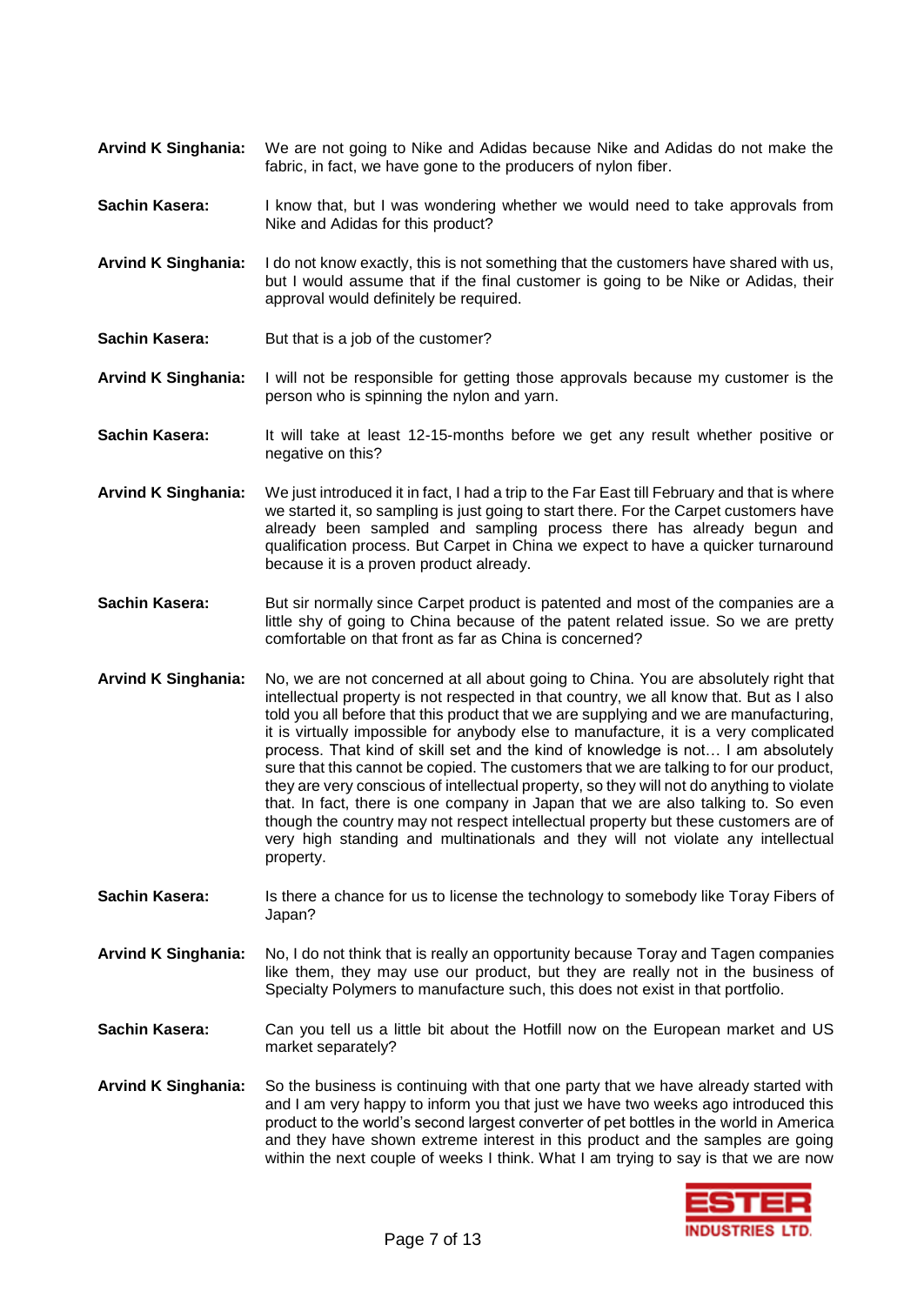**Arvind K Singhania:** We are not going to Nike and Adidas because Nike and Adidas do not make the fabric, in fact, we have gone to the producers of nylon fiber.

**Sachin Kasera:** I know that, but I was wondering whether we would need to take approvals from Nike and Adidas for this product?

**Arvind K Singhania:** I do not know exactly, this is not something that the customers have shared with us, but I would assume that if the final customer is going to be Nike or Adidas, their approval would definitely be required.

**Sachin Kasera:** But that is a job of the customer?

**Arvind K Singhania:** I will not be responsible for getting those approvals because my customer is the person who is spinning the nylon and yarn.

**Sachin Kasera:** It will take at least 12-15-months before we get any result whether positive or negative on this?

**Arvind K Singhania:** We just introduced it in fact, I had a trip to the Far East till February and that is where we started it, so sampling is just going to start there. For the Carpet customers have already been sampled and sampling process there has already begun and qualification process. But Carpet in China we expect to have a quicker turnaround because it is a proven product already.

**Sachin Kasera:** But sir normally since Carpet product is patented and most of the companies are a little shy of going to China because of the patent related issue. So we are pretty comfortable on that front as far as China is concerned?

**Arvind K Singhania:** No, we are not concerned at all about going to China. You are absolutely right that intellectual property is not respected in that country, we all know that. But as I also told you all before that this product that we are supplying and we are manufacturing, it is virtually impossible for anybody else to manufacture, it is a very complicated process. That kind of skill set and the kind of knowledge is not… I am absolutely sure that this cannot be copied. The customers that we are talking to for our product, they are very conscious of intellectual property, so they will not do anything to violate that. In fact, there is one company in Japan that we are also talking to. So even though the country may not respect intellectual property but these customers are of very high standing and multinationals and they will not violate any intellectual property.

**Sachin Kasera:** Is there a chance for us to license the technology to somebody like Toray Fibers of Japan?

**Arvind K Singhania:** No, I do not think that is really an opportunity because Toray and Tagen companies like them, they may use our product, but they are really not in the business of Specialty Polymers to manufacture such, this does not exist in that portfolio.

**Sachin Kasera:** Can you tell us a little bit about the Hotfill now on the European market and US market separately?

**Arvind K Singhania:** So the business is continuing with that one party that we have already started with and I am very happy to inform you that just we have two weeks ago introduced this product to the world's second largest converter of pet bottles in the world in America and they have shown extreme interest in this product and the samples are going within the next couple of weeks I think. What I am trying to say is that we are now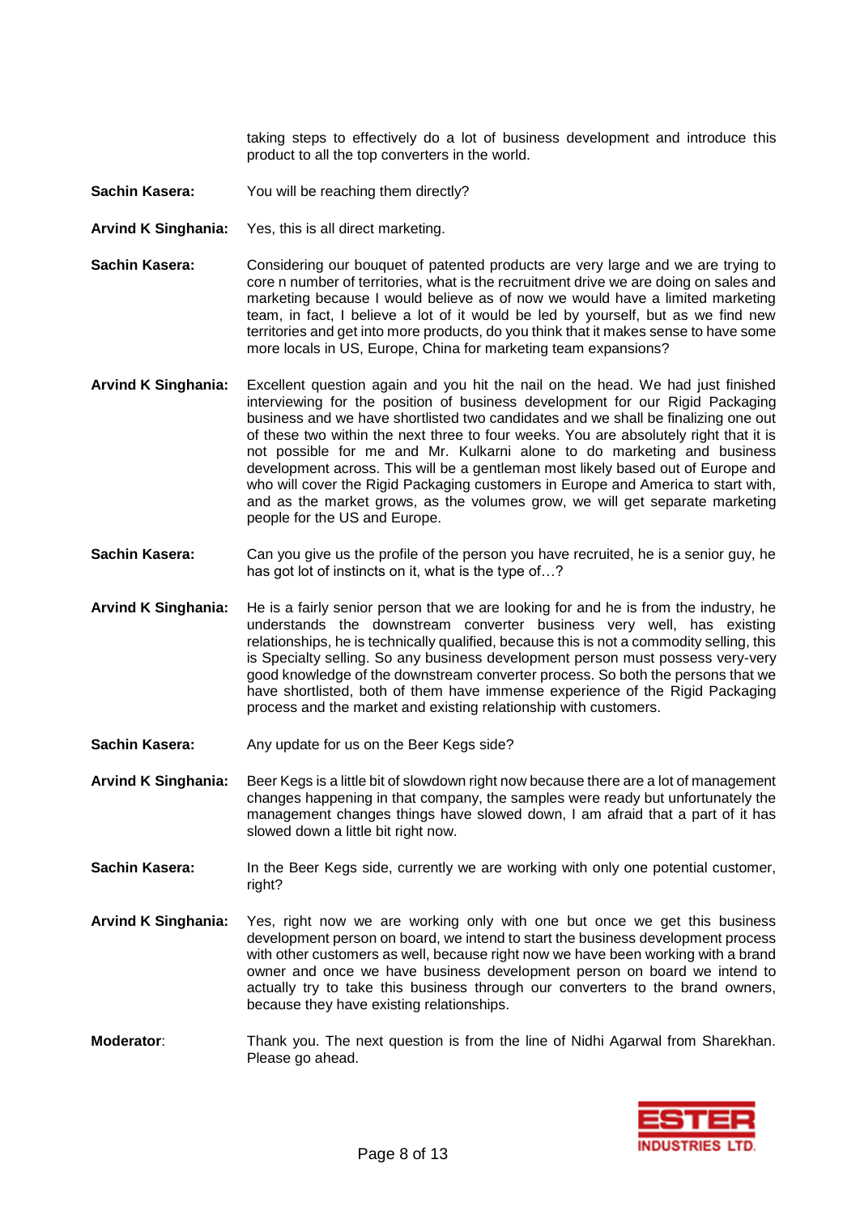taking steps to effectively do a lot of business development and introduce this product to all the top converters in the world.

**Sachin Kasera:** You will be reaching them directly?

**Arvind K Singhania:** Yes, this is all direct marketing.

**Sachin Kasera:** Considering our bouquet of patented products are very large and we are trying to core n number of territories, what is the recruitment drive we are doing on sales and marketing because I would believe as of now we would have a limited marketing team, in fact, I believe a lot of it would be led by yourself, but as we find new territories and get into more products, do you think that it makes sense to have some more locals in US, Europe, China for marketing team expansions?

**Arvind K Singhania:** Excellent question again and you hit the nail on the head. We had just finished interviewing for the position of business development for our Rigid Packaging business and we have shortlisted two candidates and we shall be finalizing one out of these two within the next three to four weeks. You are absolutely right that it is not possible for me and Mr. Kulkarni alone to do marketing and business development across. This will be a gentleman most likely based out of Europe and who will cover the Rigid Packaging customers in Europe and America to start with, and as the market grows, as the volumes grow, we will get separate marketing people for the US and Europe.

**Sachin Kasera:** Can you give us the profile of the person you have recruited, he is a senior guy, he has got lot of instincts on it, what is the type of…?

**Arvind K Singhania:** He is a fairly senior person that we are looking for and he is from the industry, he understands the downstream converter business very well, has existing relationships, he is technically qualified, because this is not a commodity selling, this is Specialty selling. So any business development person must possess very-very good knowledge of the downstream converter process. So both the persons that we have shortlisted, both of them have immense experience of the Rigid Packaging process and the market and existing relationship with customers.

**Sachin Kasera:** Any update for us on the Beer Kegs side?

**Arvind K Singhania:** Beer Kegs is a little bit of slowdown right now because there are a lot of management changes happening in that company, the samples were ready but unfortunately the management changes things have slowed down, I am afraid that a part of it has slowed down a little bit right now.

**Sachin Kasera:** In the Beer Kegs side, currently we are working with only one potential customer, right?

**Arvind K Singhania:** Yes, right now we are working only with one but once we get this business development person on board, we intend to start the business development process with other customers as well, because right now we have been working with a brand owner and once we have business development person on board we intend to actually try to take this business through our converters to the brand owners, because they have existing relationships.

**Moderator**: Thank you. The next question is from the line of Nidhi Agarwal from Sharekhan. Please go ahead.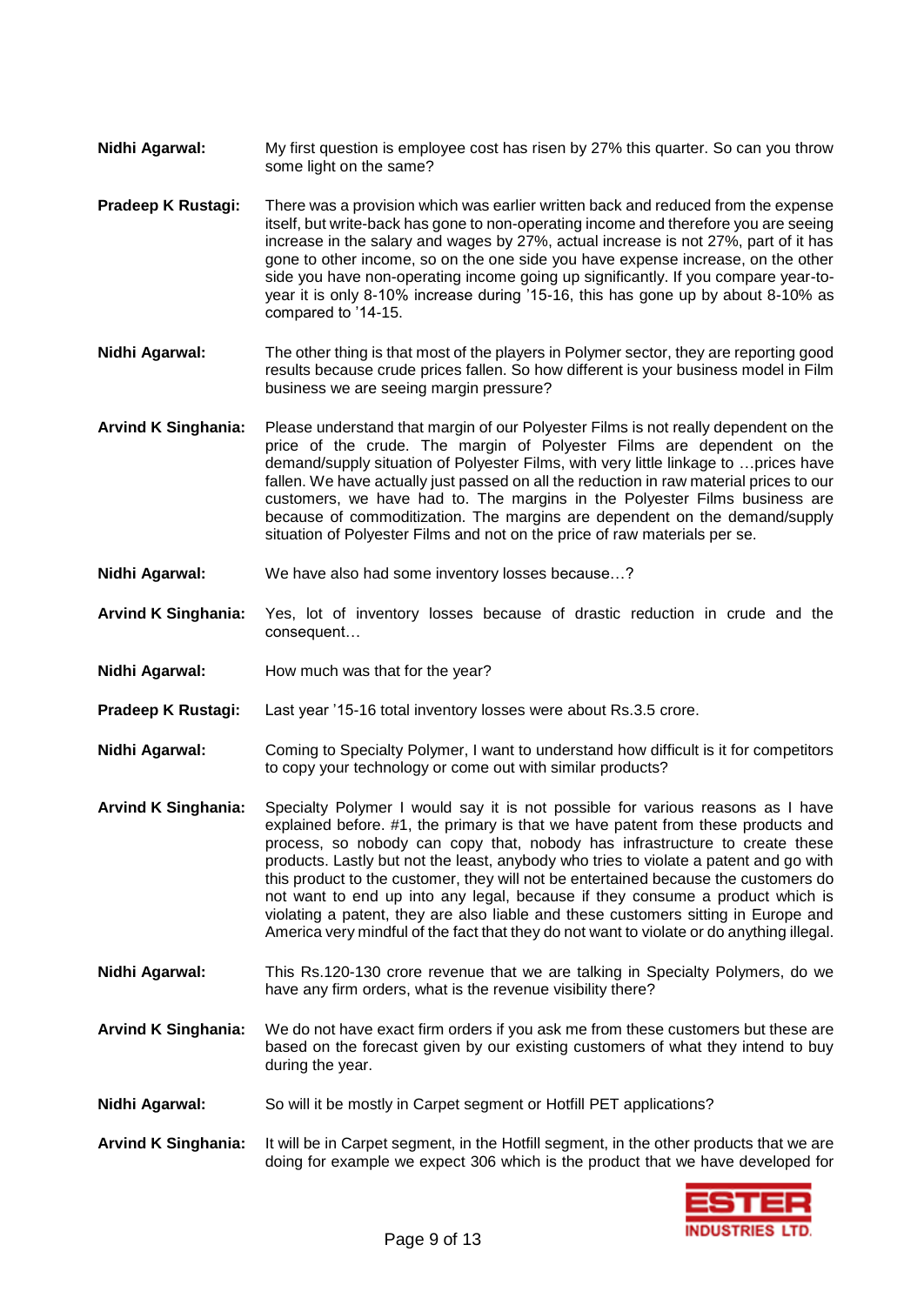**Nidhi Agarwal:** My first question is employee cost has risen by 27% this quarter. So can you throw some light on the same?

**Pradeep K Rustagi:** There was a provision which was earlier written back and reduced from the expense itself, but write-back has gone to non-operating income and therefore you are seeing increase in the salary and wages by 27%, actual increase is not 27%, part of it has gone to other income, so on the one side you have expense increase, on the other side you have non-operating income going up significantly. If you compare year-to-year it is only 8-10% increase during '15-16, this has gone up by about 8-10% as compared to '14-15.

**Nidhi Agarwal:** The other thing is that most of the players in Polymer sector, they are reporting good results because crude prices fallen. So how different is your business model in Film business we are seeing margin pressure?

**Arvind K Singhania:** Please understand that margin of our Polyester Films is not really dependent on the price of the crude. The margin of Polyester Films are dependent on the demand/supply situation of Polyester Films, with very little linkage to …prices have fallen. We have actually just passed on all the reduction in raw material prices to our customers, we have had to. The margins in the Polyester Films business are because of commoditization. The margins are dependent on the demand/supply situation of Polyester Films and not on the price of raw materials per se.

**Nidhi Agarwal:** We have also had some inventory losses because…?

**Arvind K Singhania:** Yes, lot of inventory losses because of drastic reduction in crude and the consequent…

**Nidhi Agarwal:** How much was that for the year?

**Pradeep K Rustagi:** Last year '15-16 total inventory losses were about Rs.3.5 crore.

**Nidhi Agarwal:** Coming to Specialty Polymer, I want to understand how difficult is it for competitors to copy your technology or come out with similar products?

**Arvind K Singhania:** Specialty Polymer I would say it is not possible for various reasons as I have explained before. #1, the primary is that we have patent from these products and process, so nobody can copy that, nobody has infrastructure to create these products. Lastly but not the least, anybody who tries to violate a patent and go with this product to the customer, they will not be entertained because the customers do not want to end up into any legal, because if they consume a product which is violating a patent, they are also liable and these customers sitting in Europe and America very mindful of the fact that they do not want to violate or do anything illegal.

**Nidhi Agarwal:** This Rs.120-130 crore revenue that we are talking in Specialty Polymers, do we have any firm orders, what is the revenue visibility there?

**Arvind K Singhania:** We do not have exact firm orders if you ask me from these customers but these are based on the forecast given by our existing customers of what they intend to buy during the year.

**Nidhi Agarwal:** So will it be mostly in Carpet segment or Hotfill PET applications?

**Arvind K Singhania:** It will be in Carpet segment, in the Hotfill segment, in the other products that we are doing for example we expect 306 which is the product that we have developed for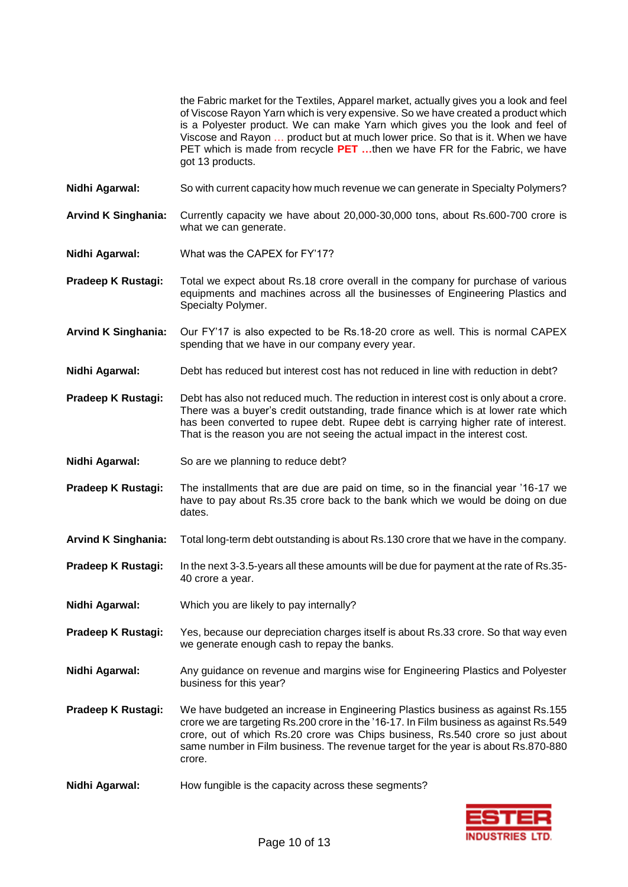the Fabric market for the Textiles, Apparel market, actually gives you a look and feel of Viscose Rayon Yarn which is very expensive. So we have created a product which is a Polyester product. We can make Yarn which gives you the look and feel of Viscose and Rayon … product but at much lower price. So that is it. When we have PET which is made from recycle **PET …**then we have FR for the Fabric, we have got 13 products.

**Nidhi Agarwal:** So with current capacity how much revenue we can generate in Specialty Polymers?

**Arvind K Singhania:** Currently capacity we have about 20,000-30,000 tons, about Rs.600-700 crore is what we can generate.

**Nidhi Agarwal:** What was the CAPEX for FY'17?

**Pradeep K Rustagi:** Total we expect about Rs.18 crore overall in the company for purchase of various equipments and machines across all the businesses of Engineering Plastics and Specialty Polymer.

**Arvind K Singhania:** Our FY'17 is also expected to be Rs.18-20 crore as well. This is normal CAPEX spending that we have in our company every year.

**Nidhi Agarwal:** Debt has reduced but interest cost has not reduced in line with reduction in debt?

**Pradeep K Rustagi:** Debt has also not reduced much. The reduction in interest cost is only about a crore. There was a buyer's credit outstanding, trade finance which is at lower rate which has been converted to rupee debt. Rupee debt is carrying higher rate of interest. That is the reason you are not seeing the actual impact in the interest cost.

**Nidhi Agarwal:** So are we planning to reduce debt?

**Pradeep K Rustagi:** The installments that are due are paid on time, so in the financial year '16-17 we have to pay about Rs.35 crore back to the bank which we would be doing on due dates.

**Arvind K Singhania:** Total long-term debt outstanding is about Rs.130 crore that we have in the company.

**Pradeep K Rustagi:** In the next 3-3.5-years all these amounts will be due for payment at the rate of Rs.35-40 crore a year.

**Nidhi Agarwal:** Which you are likely to pay internally?

**Pradeep K Rustagi:** Yes, because our depreciation charges itself is about Rs.33 crore. So that way even we generate enough cash to repay the banks.

**Nidhi Agarwal:** Any guidance on revenue and margins wise for Engineering Plastics and Polyester business for this year?

**Pradeep K Rustagi:** We have budgeted an increase in Engineering Plastics business as against Rs.155 crore we are targeting Rs.200 crore in the '16-17. In Film business as against Rs.549 crore, out of which Rs.20 crore was Chips business, Rs.540 crore so just about same number in Film business. The revenue target for the year is about Rs.870-880 crore.

**Nidhi Agarwal:** How fungible is the capacity across these segments?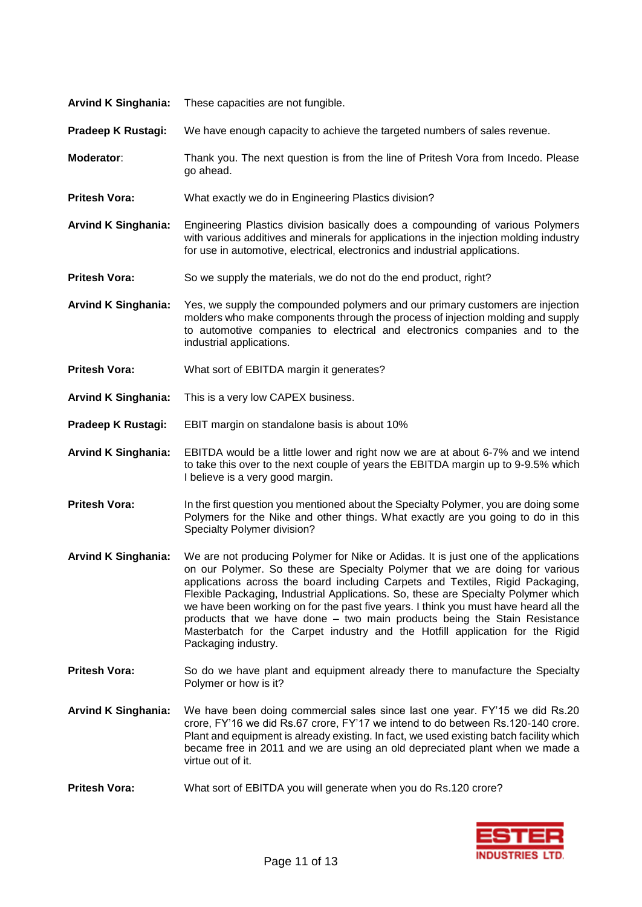**Arvind K Singhania:** These capacities are not fungible.

**Pradeep K Rustagi:** We have enough capacity to achieve the targeted numbers of sales revenue.

**Moderator**: Thank you. The next question is from the line of Pritesh Vora from Incedo. Please go ahead.

**Pritesh Vora:** What exactly we do in Engineering Plastics division?

**Arvind K Singhania:** Engineering Plastics division basically does a compounding of various Polymers with various additives and minerals for applications in the injection molding industry for use in automotive, electrical, electronics and industrial applications.

**Pritesh Vora:** So we supply the materials, we do not do the end product, right?

**Arvind K Singhania:** Yes, we supply the compounded polymers and our primary customers are injection molders who make components through the process of injection molding and supply to automotive companies to electrical and electronics companies and to the industrial applications.

**Pritesh Vora:** What sort of EBITDA margin it generates?

**Arvind K Singhania:** This is a very low CAPEX business.

**Pradeep K Rustagi:** EBIT margin on standalone basis is about 10%

**Arvind K Singhania:** EBITDA would be a little lower and right now we are at about 6-7% and we intend to take this over to the next couple of years the EBITDA margin up to 9-9.5% which I believe is a very good margin.

**Pritesh Vora:** In the first question you mentioned about the Specialty Polymer, you are doing some Polymers for the Nike and other things. What exactly are you going to do in this Specialty Polymer division?

**Arvind K Singhania:** We are not producing Polymer for Nike or Adidas. It is just one of the applications on our Polymer. So these are Specialty Polymer that we are doing for various applications across the board including Carpets and Textiles, Rigid Packaging, Flexible Packaging, Industrial Applications. So, these are Specialty Polymer which we have been working on for the past five years. I think you must have heard all the products that we have done – two main products being the Stain Resistance Masterbatch for the Carpet industry and the Hotfill application for the Rigid Packaging industry.

**Pritesh Vora:** So do we have plant and equipment already there to manufacture the Specialty Polymer or how is it?

**Arvind K Singhania:** We have been doing commercial sales since last one year. FY'15 we did Rs.20 crore, FY'16 we did Rs.67 crore, FY'17 we intend to do between Rs.120-140 crore. Plant and equipment is already existing. In fact, we used existing batch facility which became free in 2011 and we are using an old depreciated plant when we made a virtue out of it.

**Pritesh Vora:** What sort of EBITDA you will generate when you do Rs.120 crore?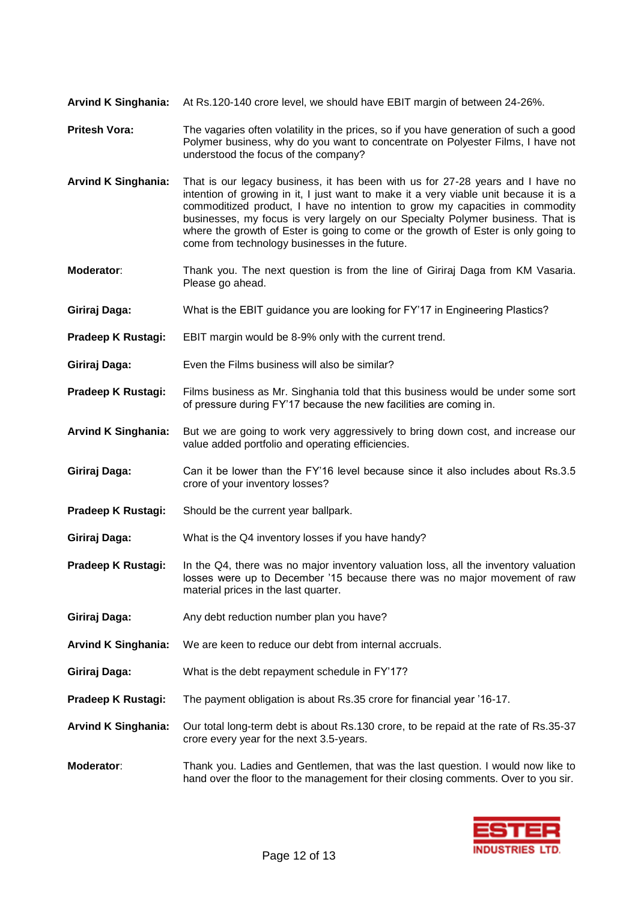**Arvind K Singhania:** At Rs.120-140 crore level, we should have EBIT margin of between 24-26%.

**Pritesh Vora:** The vagaries often volatility in the prices, so if you have generation of such a good Polymer business, why do you want to concentrate on Polyester Films, I have not understood the focus of the company?

**Arvind K Singhania:** That is our legacy business, it has been with us for 27-28 years and I have no intention of growing in it, I just want to make it a very viable unit because it is a commoditized product, I have no intention to grow my capacities in commodity businesses, my focus is very largely on our Specialty Polymer business. That is where the growth of Ester is going to come or the growth of Ester is only going to come from technology businesses in the future.

**Moderator**: Thank you. The next question is from the line of Giriraj Daga from KM Vasaria. Please go ahead.

**Giriraj Daga:** What is the EBIT guidance you are looking for FY'17 in Engineering Plastics?

**Pradeep K Rustagi:** EBIT margin would be 8-9% only with the current trend.

**Giriraj Daga:** Even the Films business will also be similar?

**Pradeep K Rustagi:** Films business as Mr. Singhania told that this business would be under some sort of pressure during FY'17 because the new facilities are coming in.

**Arvind K Singhania:** But we are going to work very aggressively to bring down cost, and increase our value added portfolio and operating efficiencies.

**Giriraj Daga:** Can it be lower than the FY'16 level because since it also includes about Rs.3.5 crore of your inventory losses?

**Pradeep K Rustagi:** Should be the current year ballpark.

**Giriraj Daga:** What is the Q4 inventory losses if you have handy?

**Pradeep K Rustagi:** In the Q4, there was no major inventory valuation loss, all the inventory valuation losses were up to December '15 because there was no major movement of raw material prices in the last quarter.

**Giriraj Daga:** Any debt reduction number plan you have?

**Arvind K Singhania:** We are keen to reduce our debt from internal accruals.

**Giriraj Daga:** What is the debt repayment schedule in FY'17?

**Pradeep K Rustagi:** The payment obligation is about Rs.35 crore for financial year '16-17.

**Arvind K Singhania:** Our total long-term debt is about Rs.130 crore, to be repaid at the rate of Rs.35-37 crore every year for the next 3.5-years.

**Moderator**: Thank you. Ladies and Gentlemen, that was the last question. I would now like to hand over the floor to the management for their closing comments. Over to you sir.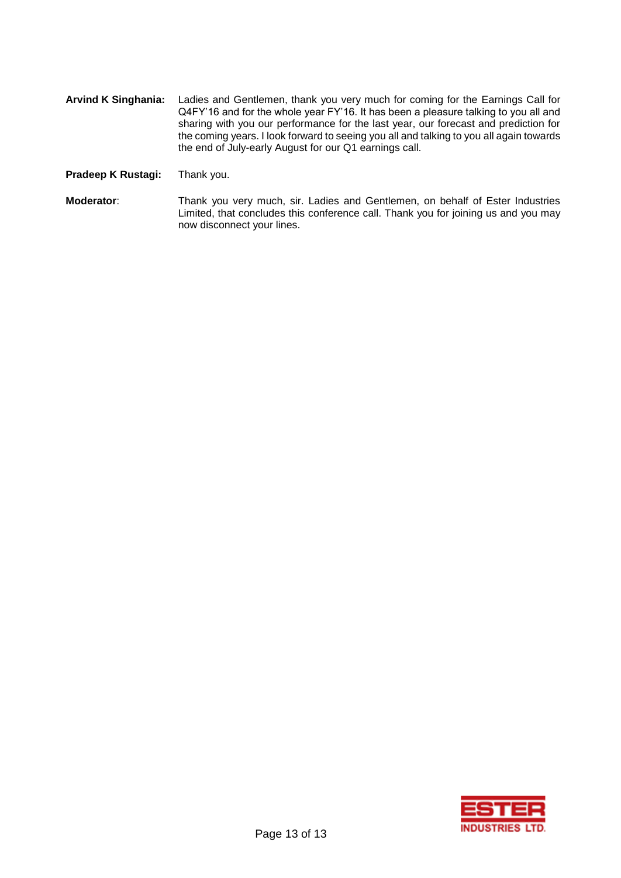**Arvind K Singhania:** Ladies and Gentlemen, thank you very much for coming for the Earnings Call for Q4FY'16 and for the whole year FY'16. It has been a pleasure talking to you all and sharing with you our performance for the last year, our forecast and prediction for the coming years. I look forward to seeing you all and talking to you all again towards the end of July-early August for our Q1 earnings call.

**Pradeep K Rustagi:** Thank you.

**Moderator**: Thank you very much, sir. Ladies and Gentlemen, on behalf of Ester Industries Limited, that concludes this conference call. Thank you for joining us and you may now disconnect your lines.